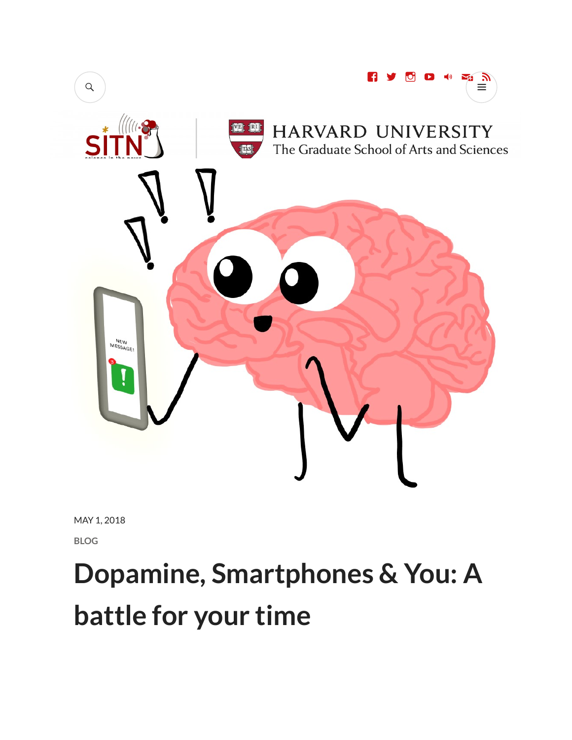MAY 1, 2018

BLOG

# Dopamine, Smartphones & You: A battle for your time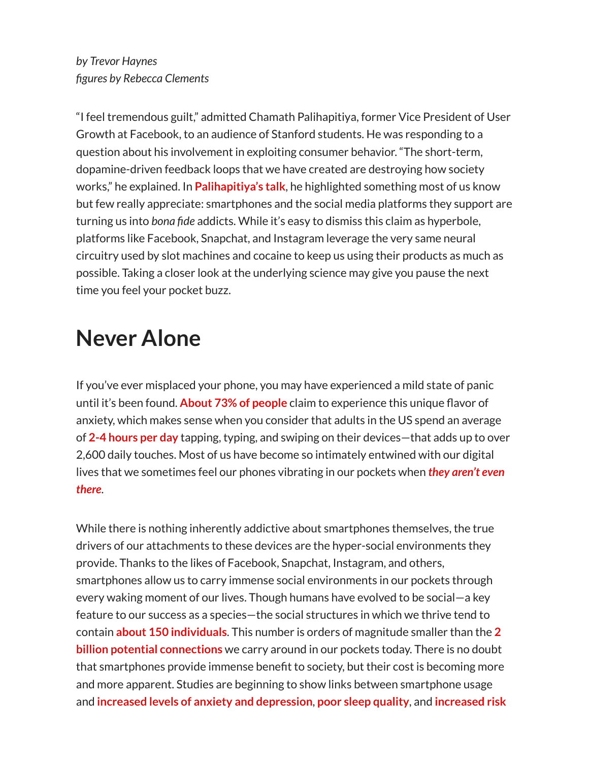*by Trevor Haynes*
*figures by Rebecca Clements*

"I feel tremendous guilt," admitted Chamath Palihapitiya, former Vice President of User Growth at Facebook, to an audience of Stanford students. He was responding to a question about his involvement in exploiting consumer behavior. "The short-term, dopamine-driven feedback loops that we have created are destroying how society works," he explained. In **Palihapitiya's talk**, he highlighted something most of us know but few really appreciate: smartphones and the social media platforms they support are turning us into *bona fide* addicts. While it's easy to dismiss this claim as hyperbole, platforms like Facebook, Snapchat, and Instagram leverage the very same neural circuitry used by slot machines and cocaine to keep us using their products as much as possible. Taking a closer look at the underlying science may give you pause the next time you feel your pocket buzz.

## Never Alone

If you've ever misplaced your phone, you may have experienced a mild state of panic until it's been found. **About 73% of people** claim to experience this unique flavor of anxiety, which makes sense when you consider that adults in the US spend an average of **2-4 hours per day** tapping, typing, and swiping on their devices—that adds up to over 2,600 daily touches. Most of us have become so intimately entwined with our digital lives that we sometimes feel our phones vibrating in our pockets when ***they aren't even there***.

While there is nothing inherently addictive about smartphones themselves, the true drivers of our attachments to these devices are the hyper-social environments they provide. Thanks to the likes of Facebook, Snapchat, Instagram, and others, smartphones allow us to carry immense social environments in our pockets through every waking moment of our lives. Though humans have evolved to be social—a key feature to our success as a species—the social structures in which we thrive tend to contain **about 150 individuals**. This number is orders of magnitude smaller than the **2 billion potential connections** we carry around in our pockets today. There is no doubt that smartphones provide immense benefit to society, but their cost is becoming more and more apparent. Studies are beginning to show links between smartphone usage and **increased levels of anxiety and depression**, **poor sleep quality**, and **increased risk**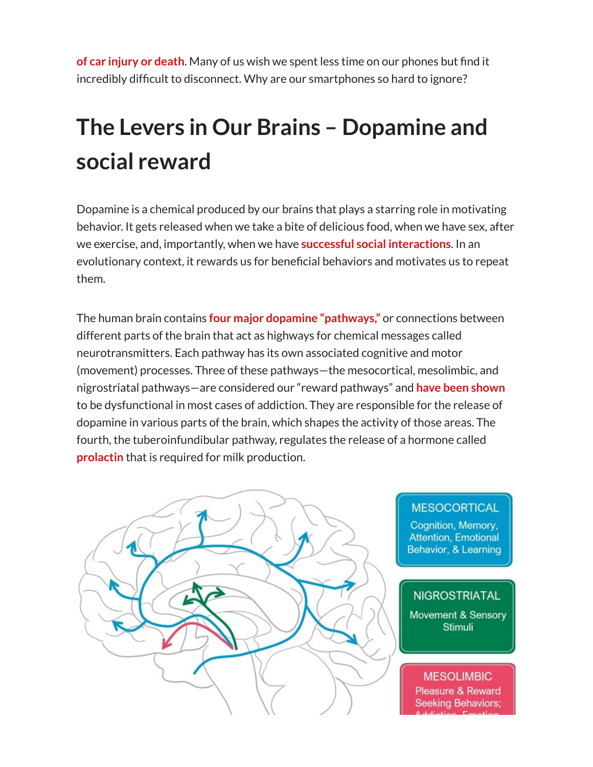of car injury or death. Many of us wish we spent less time on our phones but find it incredibly difficult to disconnect. Why are our smartphones so hard to ignore?

## The Levers in Our Brains – Dopamine and social reward

Dopamine is a chemical produced by our brains that plays a starring role in motivating behavior. It gets released when we take a bite of delicious food, when we have sex, after we exercise, and, importantly, when we have successful social interactions. In an evolutionary context, it rewards us for beneficial behaviors and motivates us to repeat them.

The human brain contains four major dopamine "pathways," or connections between different parts of the brain that act as highways for chemical messages called neurotransmitters. Each pathway has its own associated cognitive and motor (movement) processes. Three of these pathways—the mesocortical, mesolimbic, and nigrostriatal pathways—are considered our "reward pathways" and have been shown to be dysfunctional in most cases of addiction. They are responsible for the release of dopamine in various parts of the brain, which shapes the activity of those areas. The fourth, the tuberoinfundibular pathway, regulates the release of a hormone called prolactin that is required for milk production.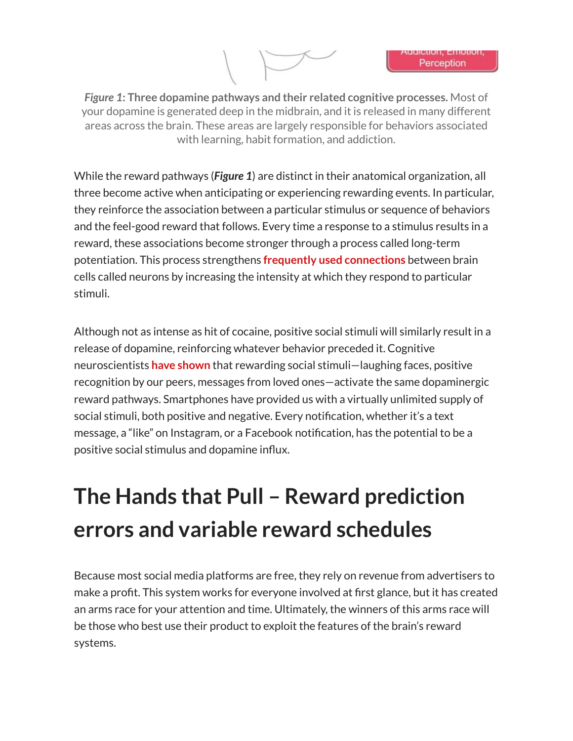*Figure 1*: **Three dopamine pathways and their related cognitive processes.** Most of your dopamine is generated deep in the midbrain, and it is released in many different areas across the brain. These areas are largely responsible for behaviors associated with learning, habit formation, and addiction.

While the reward pathways (***Figure 1***) are distinct in their anatomical organization, all three become active when anticipating or experiencing rewarding events. In particular, they reinforce the association between a particular stimulus or sequence of behaviors and the feel-good reward that follows. Every time a response to a stimulus results in a reward, these associations become stronger through a process called long-term potentiation. This process strengthens **frequently used connections** between brain cells called neurons by increasing the intensity at which they respond to particular stimuli.

Although not as intense as hit of cocaine, positive social stimuli will similarly result in a release of dopamine, reinforcing whatever behavior preceded it. Cognitive neuroscientists **have shown** that rewarding social stimuli—laughing faces, positive recognition by our peers, messages from loved ones—activate the same dopaminergic reward pathways. Smartphones have provided us with a virtually unlimited supply of social stimuli, both positive and negative. Every notification, whether it's a text message, a "like" on Instagram, or a Facebook notification, has the potential to be a positive social stimulus and dopamine influx.

# The Hands that Pull – Reward prediction errors and variable reward schedules

Because most social media platforms are free, they rely on revenue from advertisers to make a profit. This system works for everyone involved at first glance, but it has created an arms race for your attention and time. Ultimately, the winners of this arms race will be those who best use their product to exploit the features of the brain's reward systems.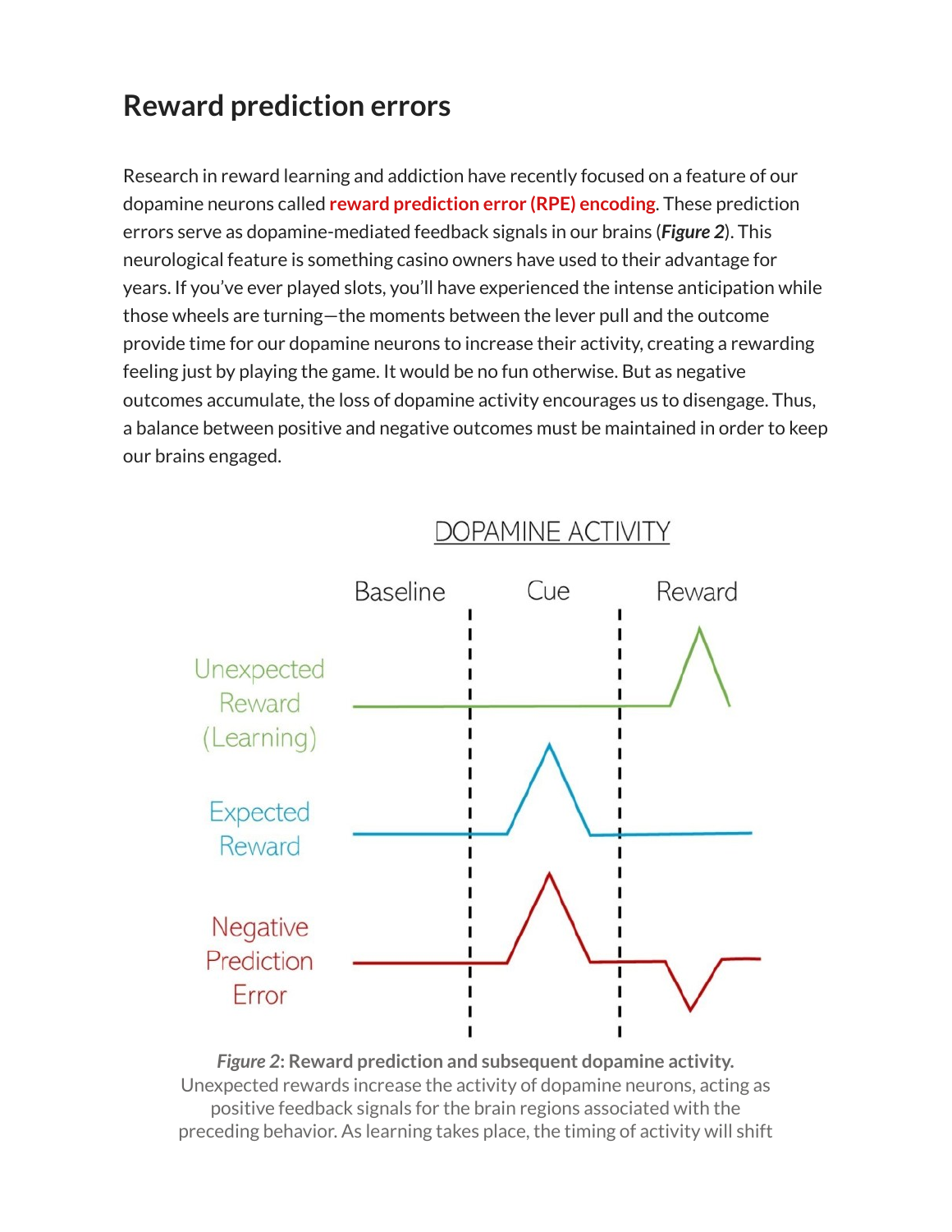## Reward prediction errors

Research in reward learning and addiction have recently focused on a feature of our dopamine neurons called **reward prediction error (RPE) encoding**. These prediction errors serve as dopamine-mediated feedback signals in our brains (***Figure 2***). This neurological feature is something casino owners have used to their advantage for years. If you've ever played slots, you'll have experienced the intense anticipation while those wheels are turning—the moments between the lever pull and the outcome provide time for our dopamine neurons to increase their activity, creating a rewarding feeling just by playing the game. It would be no fun otherwise. But as negative outcomes accumulate, the loss of dopamine activity encourages us to disengage. Thus, a balance between positive and negative outcomes must be maintained in order to keep our brains engaged.

DOPAMINE ACTIVITY

Baseline | Cue | Reward

Unexpected Reward (Learning)

Expected Reward

Negative Prediction Error

***Figure 2*: Reward prediction and subsequent dopamine activity.** Unexpected rewards increase the activity of dopamine neurons, acting as positive feedback signals for the brain regions associated with the preceding behavior. As learning takes place, the timing of activity will shift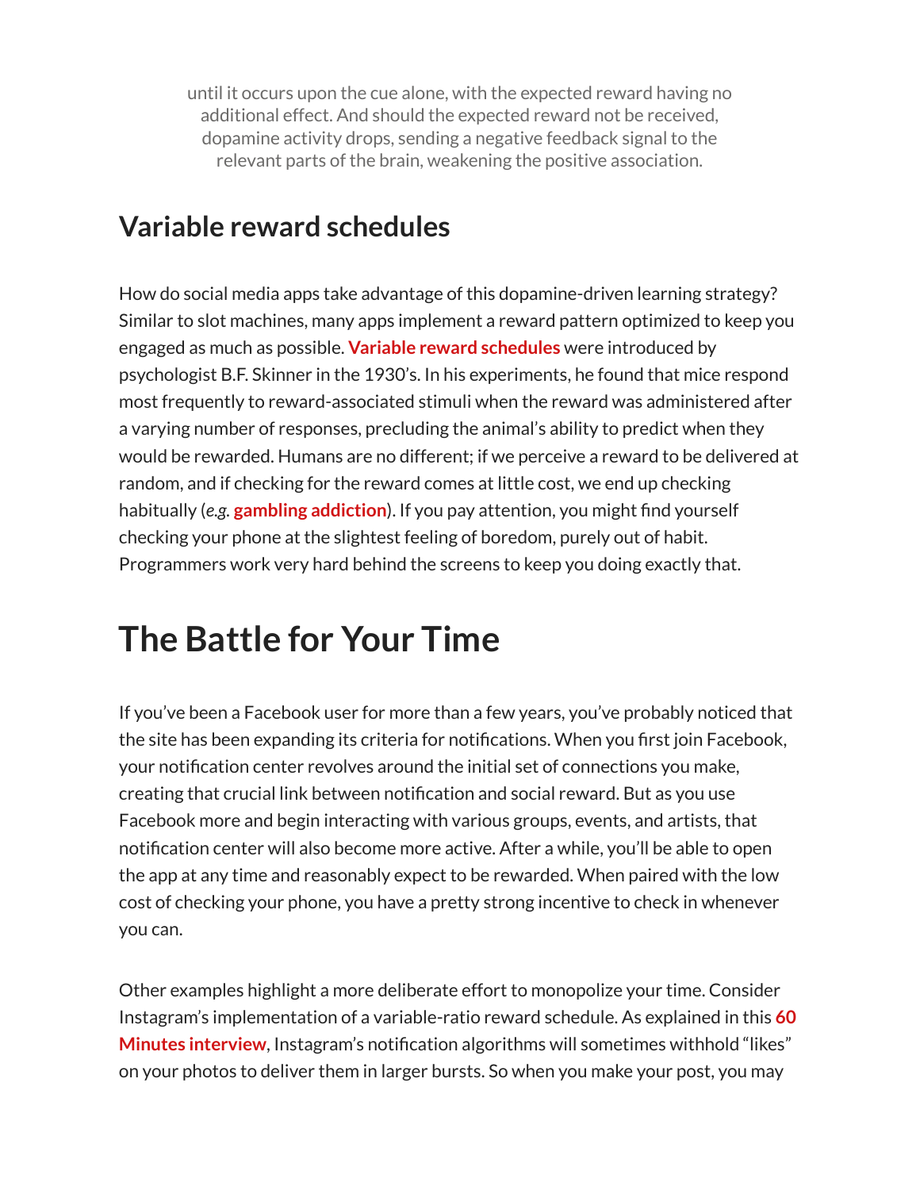until it occurs upon the cue alone, with the expected reward having no additional effect. And should the expected reward not be received, dopamine activity drops, sending a negative feedback signal to the relevant parts of the brain, weakening the positive association.

## Variable reward schedules

How do social media apps take advantage of this dopamine-driven learning strategy? Similar to slot machines, many apps implement a reward pattern optimized to keep you engaged as much as possible. **Variable reward schedules** were introduced by psychologist B.F. Skinner in the 1930's. In his experiments, he found that mice respond most frequently to reward-associated stimuli when the reward was administered after a varying number of responses, precluding the animal's ability to predict when they would be rewarded. Humans are no different; if we perceive a reward to be delivered at random, and if checking for the reward comes at little cost, we end up checking habitually (*e.g.* **gambling addiction**). If you pay attention, you might find yourself checking your phone at the slightest feeling of boredom, purely out of habit. Programmers work very hard behind the screens to keep you doing exactly that.

# The Battle for Your Time

If you've been a Facebook user for more than a few years, you've probably noticed that the site has been expanding its criteria for notifications. When you first join Facebook, your notification center revolves around the initial set of connections you make, creating that crucial link between notification and social reward. But as you use Facebook more and begin interacting with various groups, events, and artists, that notification center will also become more active. After a while, you'll be able to open the app at any time and reasonably expect to be rewarded. When paired with the low cost of checking your phone, you have a pretty strong incentive to check in whenever you can.

Other examples highlight a more deliberate effort to monopolize your time. Consider Instagram's implementation of a variable-ratio reward schedule. As explained in this **60 Minutes interview**, Instagram's notification algorithms will sometimes withhold "likes" on your photos to deliver them in larger bursts. So when you make your post, you may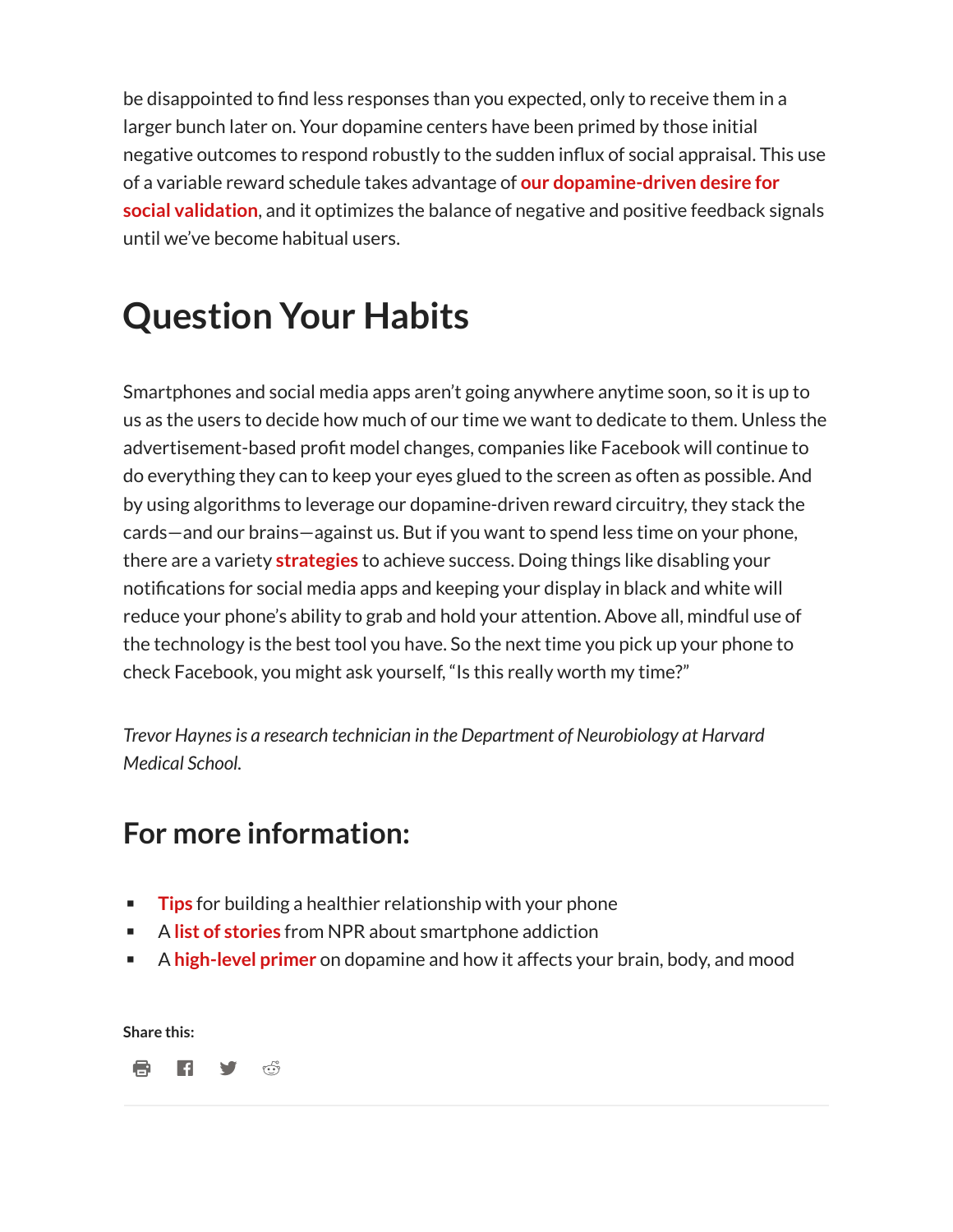be disappointed to find less responses than you expected, only to receive them in a larger bunch later on. Your dopamine centers have been primed by those initial negative outcomes to respond robustly to the sudden influx of social appraisal. This use of a variable reward schedule takes advantage of **our dopamine-driven desire for social validation**, and it optimizes the balance of negative and positive feedback signals until we've become habitual users.

# Question Your Habits

Smartphones and social media apps aren't going anywhere anytime soon, so it is up to us as the users to decide how much of our time we want to dedicate to them. Unless the advertisement-based profit model changes, companies like Facebook will continue to do everything they can to keep your eyes glued to the screen as often as possible. And by using algorithms to leverage our dopamine-driven reward circuitry, they stack the cards—and our brains—against us. But if you want to spend less time on your phone, there are a variety **strategies** to achieve success. Doing things like disabling your notifications for social media apps and keeping your display in black and white will reduce your phone's ability to grab and hold your attention. Above all, mindful use of the technology is the best tool you have. So the next time you pick up your phone to check Facebook, you might ask yourself, "Is this really worth my time?"

*Trevor Haynes is a research technician in the Department of Neurobiology at Harvard Medical School.*

## For more information:

- **Tips** for building a healthier relationship with your phone
- A **list of stories** from NPR about smartphone addiction
- A **high-level primer** on dopamine and how it affects your brain, body, and mood

**Share this:**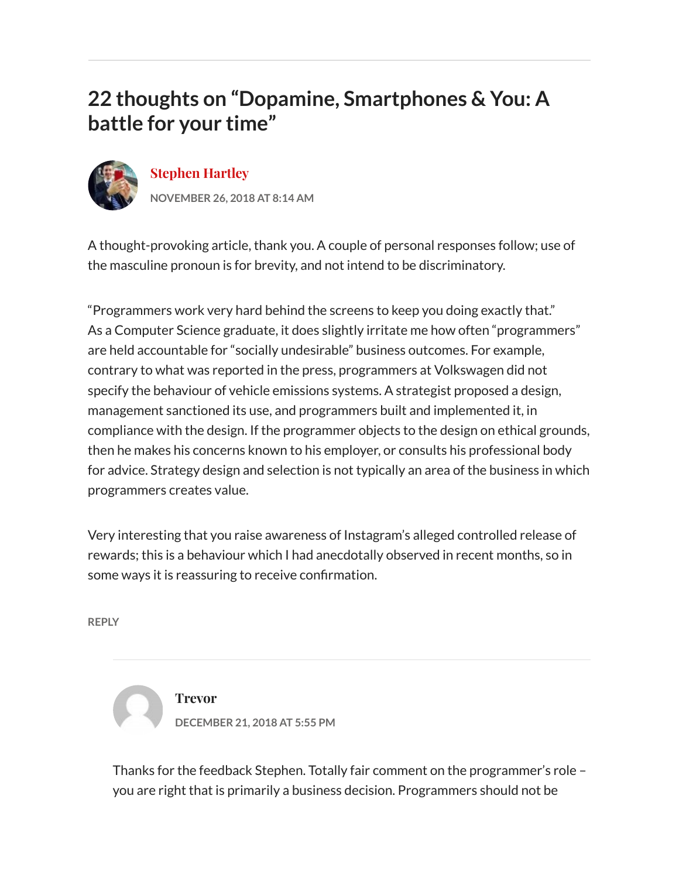## 22 thoughts on "Dopamine, Smartphones & You: A battle for your time"

**Stephen Hartley**

NOVEMBER 26, 2018 AT 8:14 AM

A thought-provoking article, thank you. A couple of personal responses follow; use of the masculine pronoun is for brevity, and not intend to be discriminatory.

"Programmers work very hard behind the screens to keep you doing exactly that." As a Computer Science graduate, it does slightly irritate me how often "programmers" are held accountable for "socially undesirable" business outcomes. For example, contrary to what was reported in the press, programmers at Volkswagen did not specify the behaviour of vehicle emissions systems. A strategist proposed a design, management sanctioned its use, and programmers built and implemented it, in compliance with the design. If the programmer objects to the design on ethical grounds, then he makes his concerns known to his employer, or consults his professional body for advice. Strategy design and selection is not typically an area of the business in which programmers creates value.

Very interesting that you raise awareness of Instagram's alleged controlled release of rewards; this is a behaviour which I had anecdotally observed in recent months, so in some ways it is reassuring to receive confirmation.

REPLY

**Trevor**

DECEMBER 21, 2018 AT 5:55 PM

Thanks for the feedback Stephen. Totally fair comment on the programmer's role – you are right that is primarily a business decision. Programmers should not be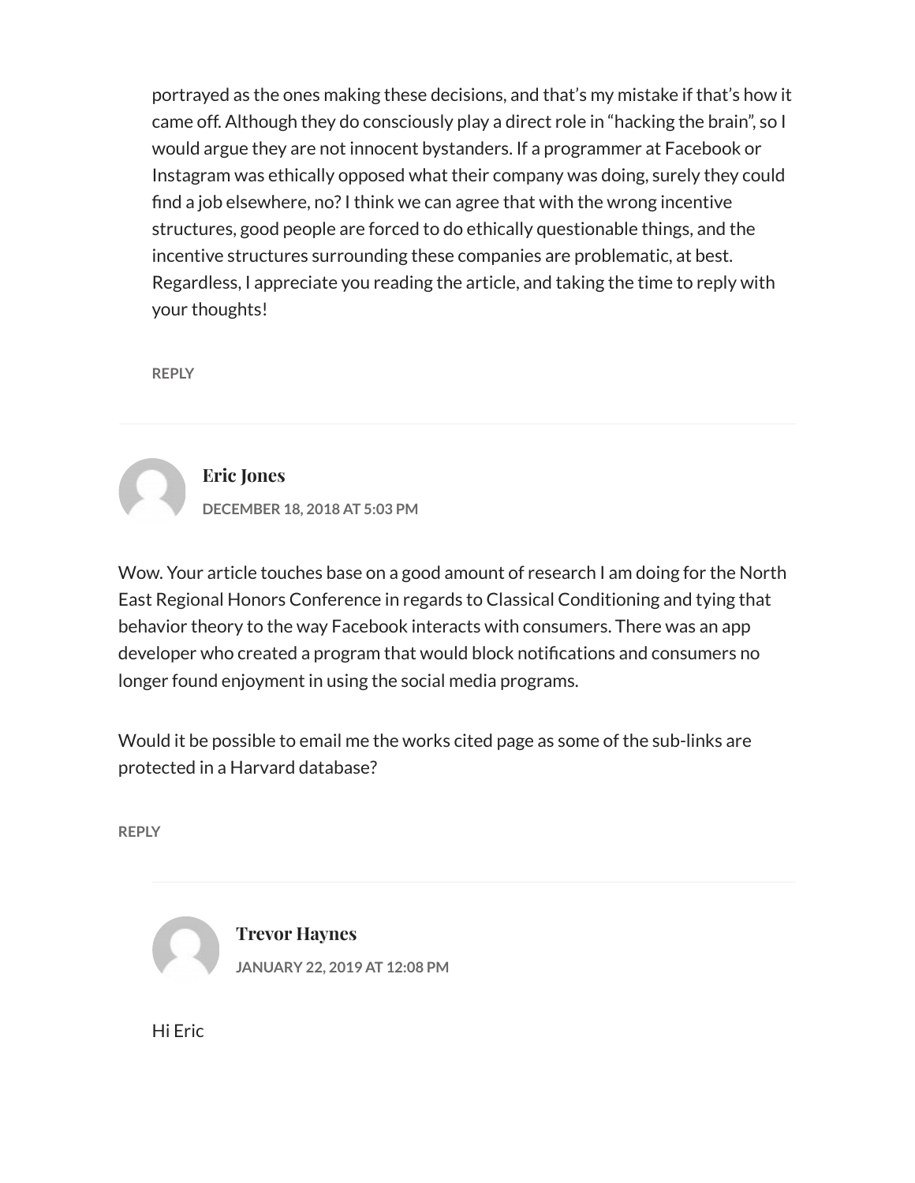portrayed as the ones making these decisions, and that's my mistake if that's how it came off. Although they do consciously play a direct role in "hacking the brain", so I would argue they are not innocent bystanders. If a programmer at Facebook or Instagram was ethically opposed what their company was doing, surely they could find a job elsewhere, no? I think we can agree that with the wrong incentive structures, good people are forced to do ethically questionable things, and the incentive structures surrounding these companies are problematic, at best. Regardless, I appreciate you reading the article, and taking the time to reply with your thoughts!

REPLY

---

**Eric Jones**

DECEMBER 18, 2018 AT 5:03 PM

Wow. Your article touches base on a good amount of research I am doing for the North East Regional Honors Conference in regards to Classical Conditioning and tying that behavior theory to the way Facebook interacts with consumers. There was an app developer who created a program that would block notifications and consumers no longer found enjoyment in using the social media programs.

Would it be possible to email me the works cited page as some of the sub-links are protected in a Harvard database?

REPLY

---

**Trevor Haynes**

JANUARY 22, 2019 AT 12:08 PM

Hi Eric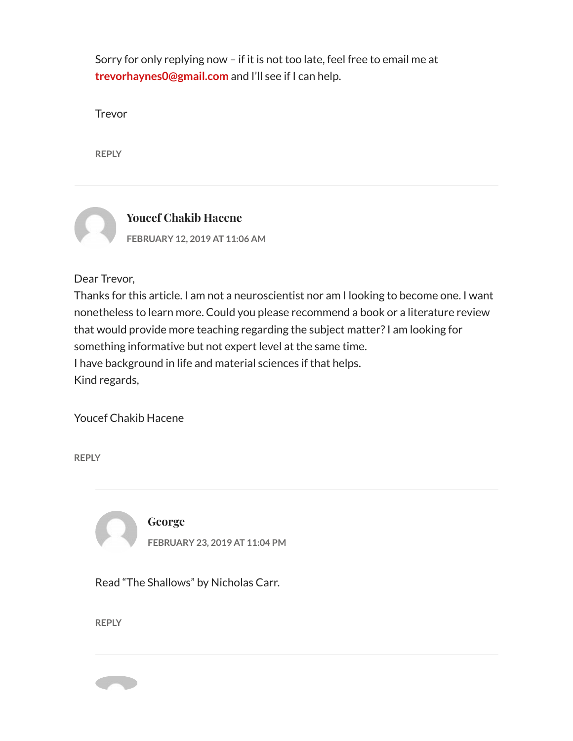Sorry for only replying now – if it is not too late, feel free to email me at **trevorhaynes0@gmail.com** and I'll see if I can help.

Trevor

REPLY

---

**Youcef Chakib Hacene**

FEBRUARY 12, 2019 AT 11:06 AM

Dear Trevor,
Thanks for this article. I am not a neuroscientist nor am I looking to become one. I want nonetheless to learn more. Could you please recommend a book or a literature review that would provide more teaching regarding the subject matter? I am looking for something informative but not expert level at the same time.
I have background in life and material sciences if that helps.
Kind regards,

Youcef Chakib Hacene

REPLY

---

**George**

FEBRUARY 23, 2019 AT 11:04 PM

Read "The Shallows" by Nicholas Carr.

REPLY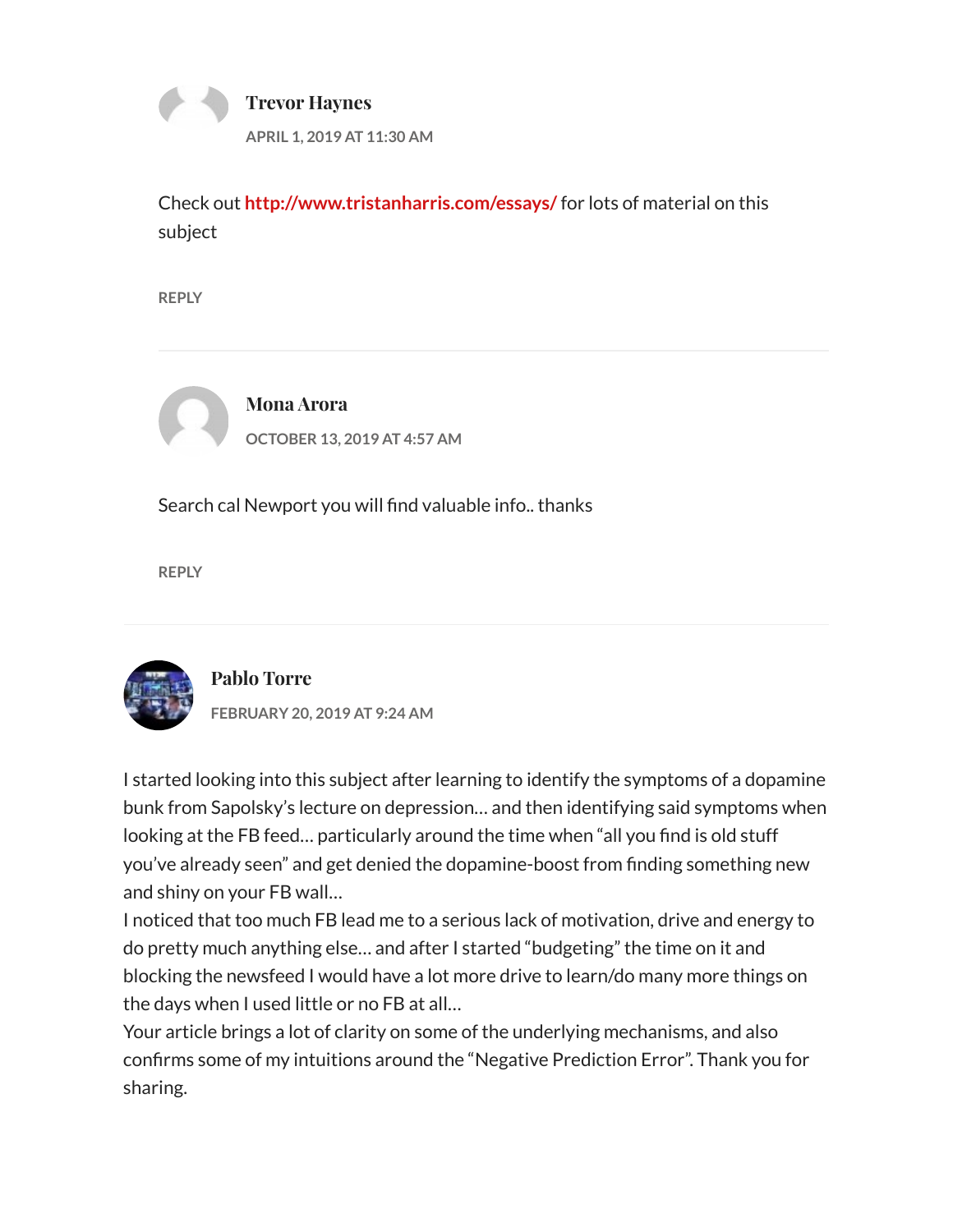**Trevor Haynes**

APRIL 1, 2019 AT 11:30 AM

Check out http://www.tristanharris.com/essays/ for lots of material on this subject

REPLY

---

**Mona Arora**

OCTOBER 13, 2019 AT 4:57 AM

Search cal Newport you will find valuable info.. thanks

REPLY

---

**Pablo Torre**

FEBRUARY 20, 2019 AT 9:24 AM

I started looking into this subject after learning to identify the symptoms of a dopamine bunk from Sapolsky's lecture on depression… and then identifying said symptoms when looking at the FB feed… particularly around the time when "all you find is old stuff you've already seen" and get denied the dopamine-boost from finding something new and shiny on your FB wall…

I noticed that too much FB lead me to a serious lack of motivation, drive and energy to do pretty much anything else… and after I started "budgeting" the time on it and blocking the newsfeed I would have a lot more drive to learn/do many more things on the days when I used little or no FB at all…

Your article brings a lot of clarity on some of the underlying mechanisms, and also confirms some of my intuitions around the "Negative Prediction Error". Thank you for sharing.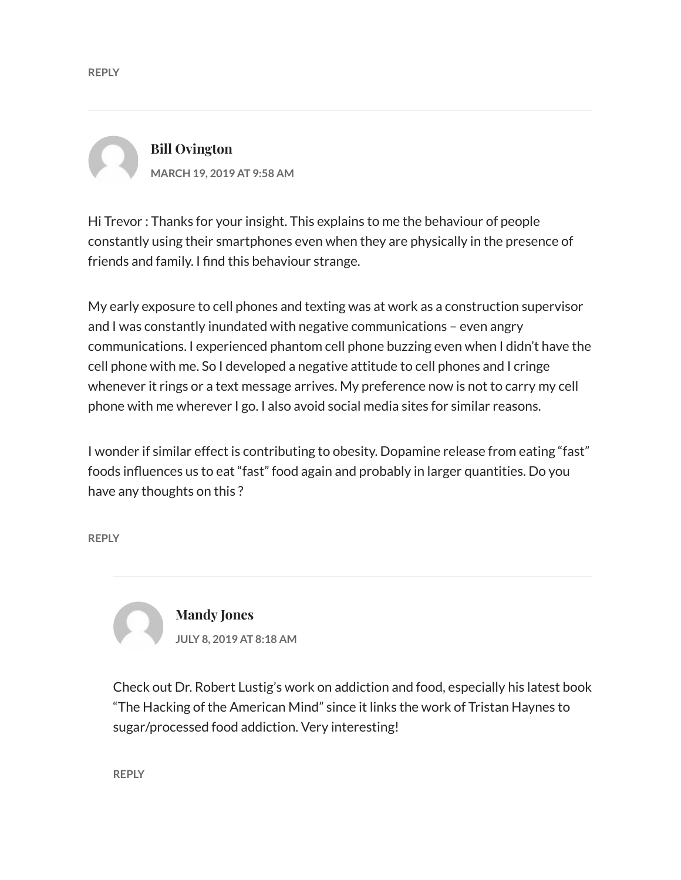REPLY

---

**Bill Ovington**

MARCH 19, 2019 AT 9:58 AM

Hi Trevor : Thanks for your insight. This explains to me the behaviour of people constantly using their smartphones even when they are physically in the presence of friends and family. I find this behaviour strange.

My early exposure to cell phones and texting was at work as a construction supervisor and I was constantly inundated with negative communications – even angry communications. I experienced phantom cell phone buzzing even when I didn't have the cell phone with me. So I developed a negative attitude to cell phones and I cringe whenever it rings or a text message arrives. My preference now is not to carry my cell phone with me wherever I go. I also avoid social media sites for similar reasons.

I wonder if similar effect is contributing to obesity. Dopamine release from eating "fast" foods influences us to eat "fast" food again and probably in larger quantities. Do you have any thoughts on this ?

REPLY

---

**Mandy Jones**

JULY 8, 2019 AT 8:18 AM

Check out Dr. Robert Lustig's work on addiction and food, especially his latest book "The Hacking of the American Mind" since it links the work of Tristan Haynes to sugar/processed food addiction. Very interesting!

REPLY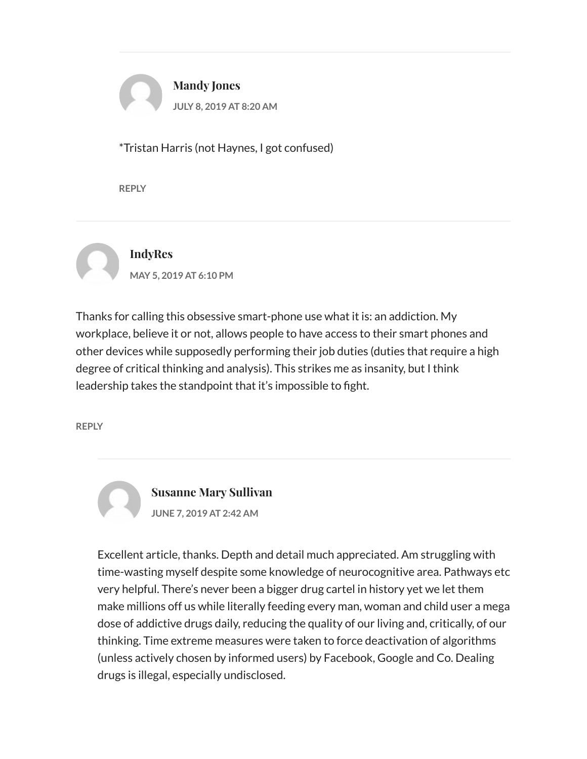**Mandy Jones**

JULY 8, 2019 AT 8:20 AM

*Tristan Harris (not Haynes, I got confused)

REPLY

---

**IndyRes**

MAY 5, 2019 AT 6:10 PM

Thanks for calling this obsessive smart-phone use what it is: an addiction. My workplace, believe it or not, allows people to have access to their smart phones and other devices while supposedly performing their job duties (duties that require a high degree of critical thinking and analysis). This strikes me as insanity, but I think leadership takes the standpoint that it's impossible to fight.

REPLY

---

**Susanne Mary Sullivan**

JUNE 7, 2019 AT 2:42 AM

Excellent article, thanks. Depth and detail much appreciated. Am struggling with time-wasting myself despite some knowledge of neurocognitive area. Pathways etc very helpful. There's never been a bigger drug cartel in history yet we let them make millions off us while literally feeding every man, woman and child user a mega dose of addictive drugs daily, reducing the quality of our living and, critically, of our thinking. Time extreme measures were taken to force deactivation of algorithms (unless actively chosen by informed users) by Facebook, Google and Co. Dealing drugs is illegal, especially undisclosed.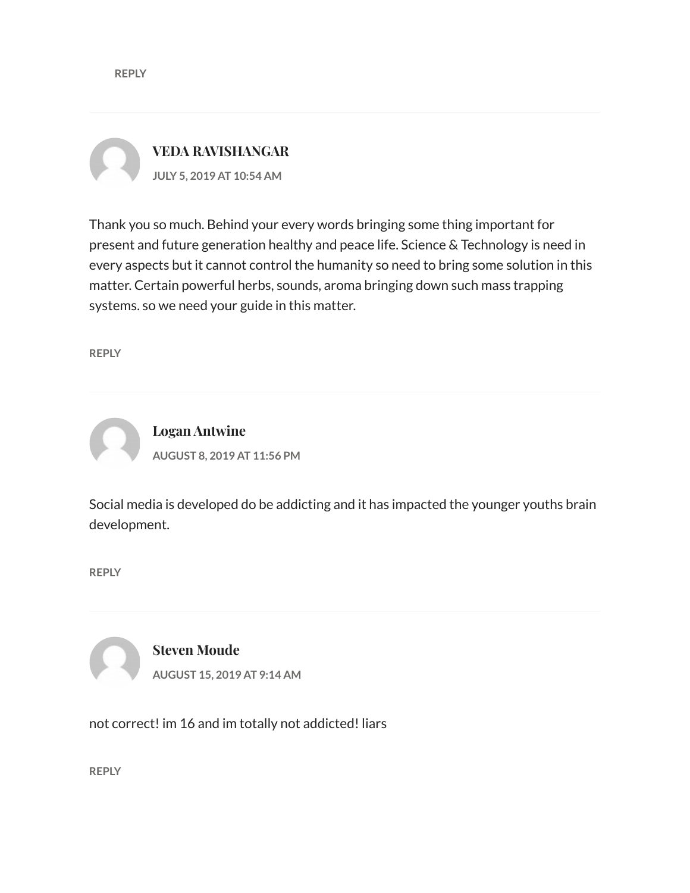REPLY

---

**VEDA RAVISHANGAR**

**JULY 5, 2019 AT 10:54 AM**

Thank you so much. Behind your every words bringing some thing important for present and future generation healthy and peace life. Science & Technology is need in every aspects but it cannot control the humanity so need to bring some solution in this matter. Certain powerful herbs, sounds, aroma bringing down such mass trapping systems. so we need your guide in this matter.

REPLY

---

**Logan Antwine**

**AUGUST 8, 2019 AT 11:56 PM**

Social media is developed do be addicting and it has impacted the younger youths brain development.

REPLY

---

**Steven Moude**

**AUGUST 15, 2019 AT 9:14 AM**

not correct! im 16 and im totally not addicted! liars

REPLY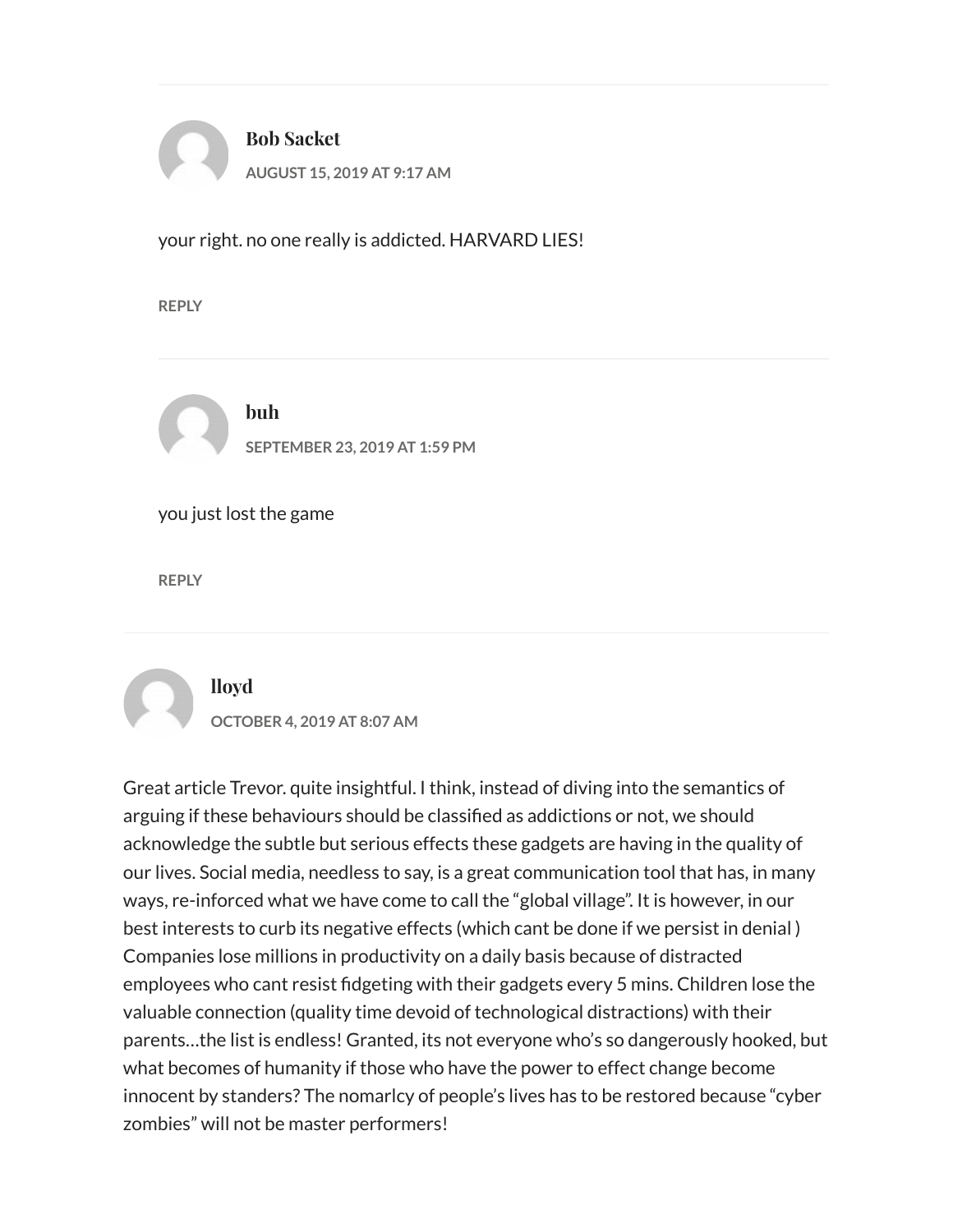**Bob Sacket**

AUGUST 15, 2019 AT 9:17 AM

your right. no one really is addicted. HARVARD LIES!

REPLY

---

**buh**

SEPTEMBER 23, 2019 AT 1:59 PM

you just lost the game

REPLY

---

**lloyd**

OCTOBER 4, 2019 AT 8:07 AM

Great article Trevor. quite insightful. I think, instead of diving into the semantics of arguing if these behaviours should be classified as addictions or not, we should acknowledge the subtle but serious effects these gadgets are having in the quality of our lives. Social media, needless to say, is a great communication tool that has, in many ways, re-inforced what we have come to call the "global village". It is however, in our best interests to curb its negative effects (which cant be done if we persist in denial ) Companies lose millions in productivity on a daily basis because of distracted employees who cant resist fidgeting with their gadgets every 5 mins. Children lose the valuable connection (quality time devoid of technological distractions) with their parents…the list is endless! Granted, its not everyone who's so dangerously hooked, but what becomes of humanity if those who have the power to effect change become innocent by standers? The nomarlcy of people's lives has to be restored because "cyber zombies" will not be master performers!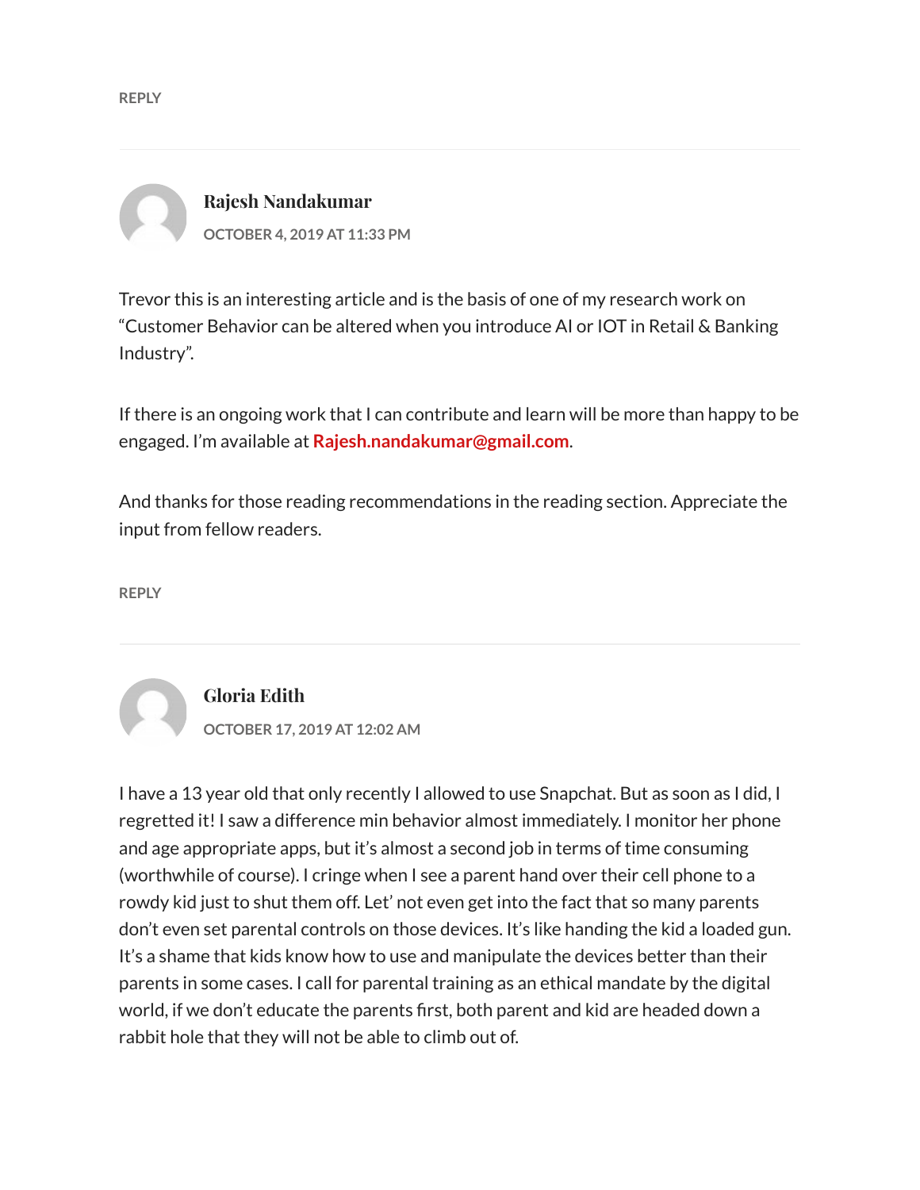REPLY

---

**Rajesh Nandakumar**

OCTOBER 4, 2019 AT 11:33 PM

Trevor this is an interesting article and is the basis of one of my research work on "Customer Behavior can be altered when you introduce AI or IOT in Retail & Banking Industry".

If there is an ongoing work that I can contribute and learn will be more than happy to be engaged. I'm available at **Rajesh.nandakumar@gmail.com**.

And thanks for those reading recommendations in the reading section. Appreciate the input from fellow readers.

REPLY

---

**Gloria Edith**

OCTOBER 17, 2019 AT 12:02 AM

I have a 13 year old that only recently I allowed to use Snapchat. But as soon as I did, I regretted it! I saw a difference min behavior almost immediately. I monitor her phone and age appropriate apps, but it's almost a second job in terms of time consuming (worthwhile of course). I cringe when I see a parent hand over their cell phone to a rowdy kid just to shut them off. Let' not even get into the fact that so many parents don't even set parental controls on those devices. It's like handing the kid a loaded gun. It's a shame that kids know how to use and manipulate the devices better than their parents in some cases. I call for parental training as an ethical mandate by the digital world, if we don't educate the parents first, both parent and kid are headed down a rabbit hole that they will not be able to climb out of.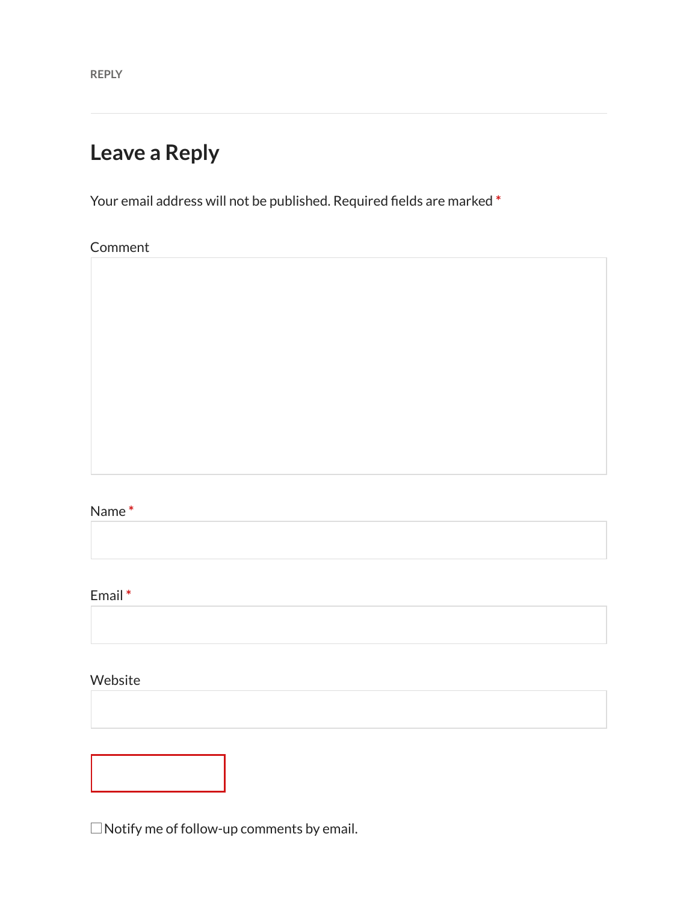REPLY

---

## Leave a Reply

Your email address will not be published. Required fields are marked *

Comment

Name *

Email *

Website

☐ Notify me of follow-up comments by email.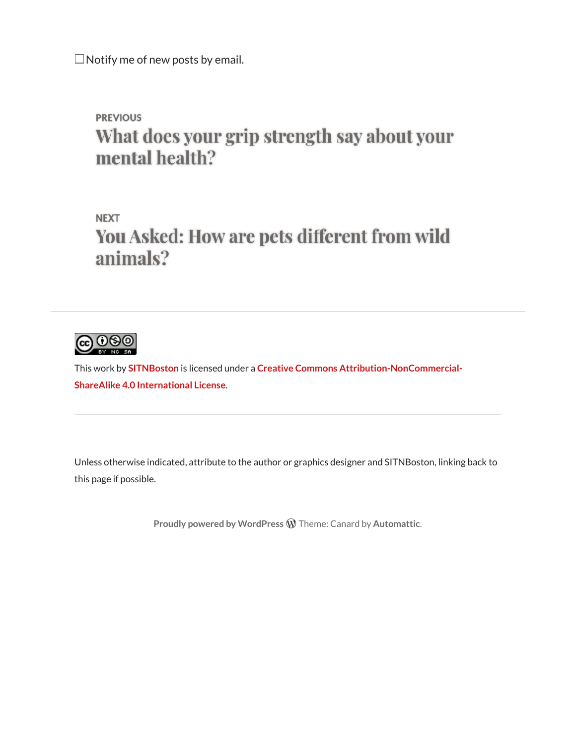☐ Notify me of new posts by email.

PREVIOUS

## What does your grip strength say about your mental health?

NEXT

## You Asked: How are pets different from wild animals?

---

This work by **SITNBoston** is licensed under a **Creative Commons Attribution-NonCommercial-ShareAlike 4.0 International License**.

---

Unless otherwise indicated, attribute to the author or graphics designer and SITNBoston, linking back to this page if possible.

**Proudly powered by WordPress** Theme: Canard by **Automattic**.